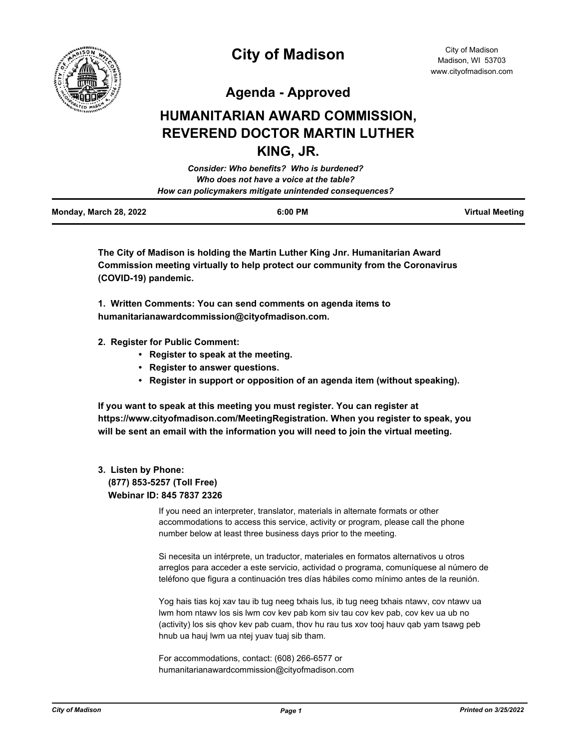# City of Madison

City of Madison
Madison, WI 53703
www.cityofmadison.com

## Agenda - Approved

# HUMANITARIAN AWARD COMMISSION, REVEREND DOCTOR MARTIN LUTHER KING, JR.

*Consider: Who benefits? Who is burdened?*
*Who does not have a voice at the table?*
*How can policymakers mitigate unintended consequences?*

**Monday, March 28, 2022** | **6:00 PM** | **Virtual Meeting**

**The City of Madison is holding the Martin Luther King Jnr. Humanitarian Award Commission meeting virtually to help protect our community from the Coronavirus (COVID-19) pandemic.**

**1. Written Comments: You can send comments on agenda items to humanitarianawardcommission@cityofmadison.com.**

**2. Register for Public Comment:**

- **Register to speak at the meeting.**
- **Register to answer questions.**
- **Register in support or opposition of an agenda item (without speaking).**

**If you want to speak at this meeting you must register. You can register at https://www.cityofmadison.com/MeetingRegistration. When you register to speak, you will be sent an email with the information you will need to join the virtual meeting.**

**3. Listen by Phone:**
**(877) 853-5257 (Toll Free)**
**Webinar ID: 845 7837 2326**

If you need an interpreter, translator, materials in alternate formats or other accommodations to access this service, activity or program, please call the phone number below at least three business days prior to the meeting.

Si necesita un intérprete, un traductor, materiales en formatos alternativos u otros arreglos para acceder a este servicio, actividad o programa, comuníquese al número de teléfono que figura a continuación tres días hábiles como mínimo antes de la reunión.

Yog hais tias koj xav tau ib tug neeg txhais lus, ib tug neeg txhais ntawv, cov ntawv ua lwm hom ntawv los sis lwm cov kev pab kom siv tau cov kev pab, cov kev ua ub no (activity) los sis qhov kev pab cuam, thov hu rau tus xov tooj hauv qab yam tsawg peb hnub ua hauj lwm ua ntej yuav tuaj sib tham.

For accommodations, contact: (608) 266-6577 or humanitarianawardcommission@cityofmadison.com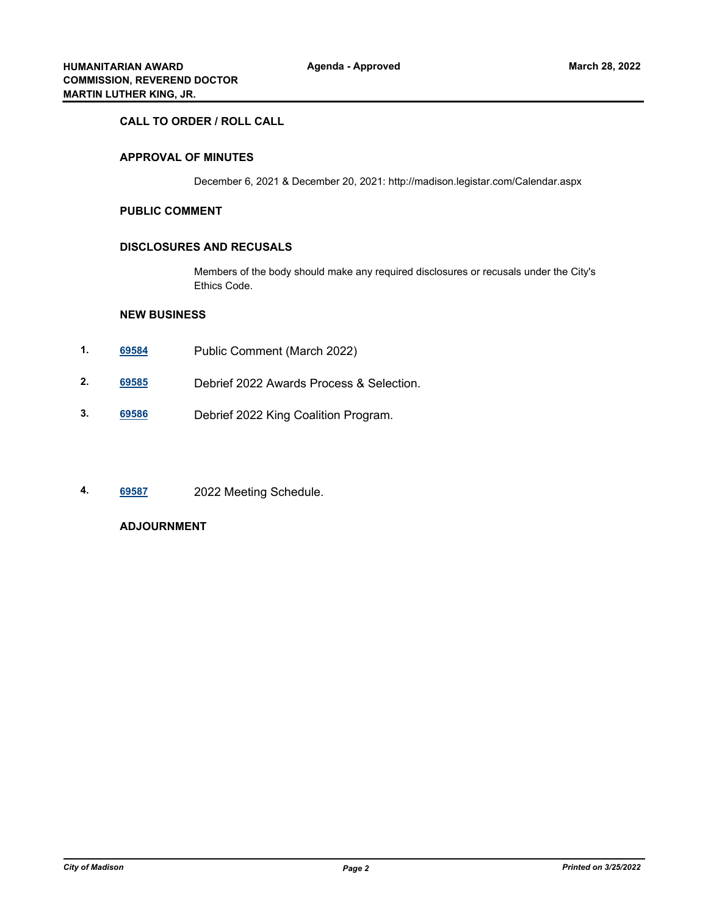## CALL TO ORDER / ROLL CALL

## APPROVAL OF MINUTES

December 6, 2021 & December 20, 2021: http://madison.legistar.com/Calendar.aspx

## PUBLIC COMMENT

## DISCLOSURES AND RECUSALS

Members of the body should make any required disclosures or recusals under the City's Ethics Code.

## NEW BUSINESS

1. **69584** Public Comment (March 2022)

2. **69585** Debrief 2022 Awards Process & Selection.

3. **69586** Debrief 2022 King Coalition Program.

4. **69587** 2022 Meeting Schedule.

## ADJOURNMENT